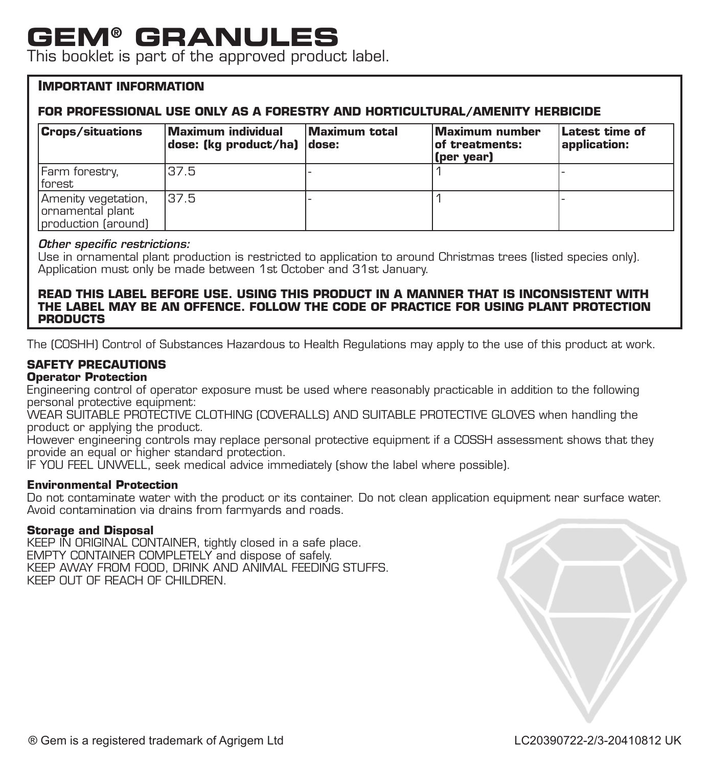# GEM® GRANULES

This booklet is part of the approved product label.

**IMPORTANT INFORMATION**

**FOR PROFESSIONAL USE ONLY AS A FORESTRY AND HORTICULTURAL/AMENITY HERBICIDE**

| Crops/situations | Maximum individual dose: (kg product/ha) | Maximum total dose: | Maximum number of treatments: (per year) | Latest time of application: |
|---|---|---|---|---|
| Farm forestry, forest | 37.5 | - | 1 | - |
| Amenity vegetation, ornamental plant production (around) | 37.5 | - | 1 | - |

*Other specific restrictions:*
Use in ornamental plant production is restricted to application to around Christmas trees (listed species only).
Application must only be made between 1st October and 31st January.

**READ THIS LABEL BEFORE USE. USING THIS PRODUCT IN A MANNER THAT IS INCONSISTENT WITH THE LABEL MAY BE AN OFFENCE. FOLLOW THE CODE OF PRACTICE FOR USING PLANT PROTECTION PRODUCTS**

The (COSHH) Control of Substances Hazardous to Health Regulations may apply to the use of this product at work.

## SAFETY PRECAUTIONS

**Operator Protection**

Engineering control of operator exposure must be used where reasonably practicable in addition to the following personal protective equipment:
WEAR SUITABLE PROTECTIVE CLOTHING (COVERALLS) AND SUITABLE PROTECTIVE GLOVES when handling the product or applying the product.
However engineering controls may replace personal protective equipment if a COSSH assessment shows that they provide an equal or higher standard protection.
IF YOU FEEL UNWELL, seek medical advice immediately (show the label where possible).

**Environmental Protection**

Do not contaminate water with the product or its container. Do not clean application equipment near surface water. Avoid contamination via drains from farmyards and roads.

**Storage and Disposal**

KEEP IN ORIGINAL CONTAINER, tightly closed in a safe place.
EMPTY CONTAINER COMPLETELY and dispose of safely.
KEEP AWAY FROM FOOD, DRINK AND ANIMAL FEEDING STUFFS.
KEEP OUT OF REACH OF CHILDREN.

® Gem is a registered trademark of Agrigem Ltd

LC20390722-2/3-20410812 UK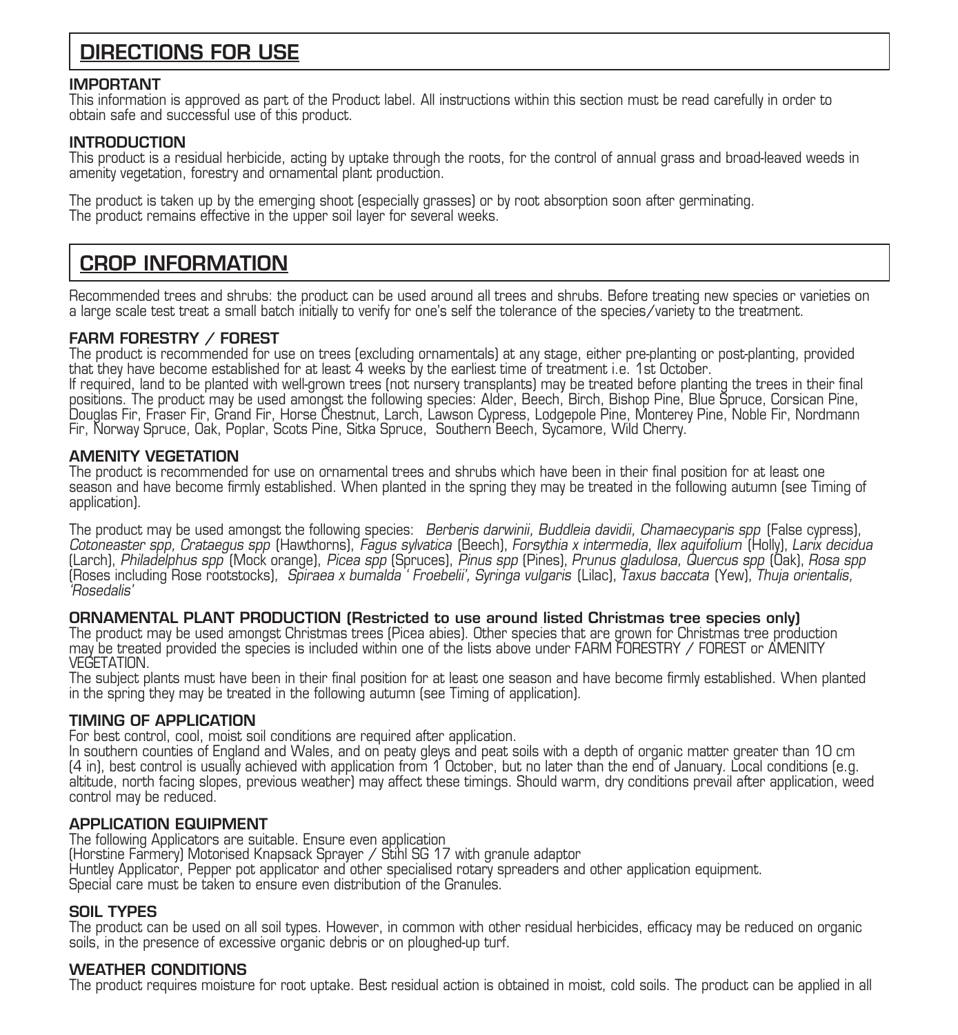## DIRECTIONS FOR USE

**IMPORTANT**
This information is approved as part of the Product label. All instructions within this section must be read carefully in order to obtain safe and successful use of this product.

**INTRODUCTION**
This product is a residual herbicide, acting by uptake through the roots, for the control of annual grass and broad-leaved weeds in amenity vegetation, forestry and ornamental plant production.

The product is taken up by the emerging shoot (especially grasses) or by root absorption soon after germinating.
The product remains effective in the upper soil layer for several weeks.

## CROP INFORMATION

Recommended trees and shrubs: the product can be used around all trees and shrubs. Before treating new species or varieties on a large scale test treat a small batch initially to verify for one's self the tolerance of the species/variety to the treatment.

**FARM FORESTRY / FOREST**
The product is recommended for use on trees (excluding ornamentals) at any stage, either pre-planting or post-planting, provided that they have become established for at least 4 weeks by the earliest time of treatment i.e. 1st October.
If required, land to be planted with well-grown trees (not nursery transplants) may be treated before planting the trees in their final positions. The product may be used amongst the following species: Alder, Beech, Birch, Bishop Pine, Blue Spruce, Corsican Pine, Douglas Fir, Fraser Fir, Grand Fir, Horse Chestnut, Larch, Lawson Cypress, Lodgepole Pine, Monterey Pine, Noble Fir, Nordmann Fir, Norway Spruce, Oak, Poplar, Scots Pine, Sitka Spruce, Southern Beech, Sycamore, Wild Cherry.

**AMENITY VEGETATION**
The product is recommended for use on ornamental trees and shrubs which have been in their final position for at least one season and have become firmly established. When planted in the spring they may be treated in the following autumn (see Timing of application).

The product may be used amongst the following species: *Berberis darwinii, Buddleia davidii, Chamaecyparis spp* (False cypress), *Cotoneaster spp, Crataegus spp* (Hawthorns), *Fagus sylvatica* (Beech), *Forsythia x intermedia, Ilex aquifolium* (Holly), *Larix decidua* (Larch), *Philadelphus spp* (Mock orange), *Picea spp* (Spruces), *Pinus spp* (Pines), *Prunus gladulosa, Quercus spp* (Oak), *Rosa spp* (Roses including Rose rootstocks), *Spiraea x bumalda ' Froebelii', Syringa vulgaris* (Lilac), *Taxus baccata* (Yew), *Thuja orientalis, 'Rosedalis'*

**ORNAMENTAL PLANT PRODUCTION (Restricted to use around listed Christmas tree species only)**
The product may be used amongst Christmas trees (Picea abies). Other species that are grown for Christmas tree production may be treated provided the species is included within one of the lists above under FARM FORESTRY / FOREST or AMENITY VEGETATION.
The subject plants must have been in their final position for at least one season and have become firmly established. When planted in the spring they may be treated in the following autumn (see Timing of application).

**TIMING OF APPLICATION**
For best control, cool, moist soil conditions are required after application.
In southern counties of England and Wales, and on peaty gleys and peat soils with a depth of organic matter greater than 10 cm (4 in), best control is usually achieved with application from 1 October, but no later than the end of January. Local conditions (e.g. altitude, north facing slopes, previous weather) may affect these timings. Should warm, dry conditions prevail after application, weed control may be reduced.

**APPLICATION EQUIPMENT**
The following Applicators are suitable. Ensure even application
(Horstine Farmery) Motorised Knapsack Sprayer / Stihl SG 17 with granule adaptor
Huntley Applicator, Pepper pot applicator and other specialised rotary spreaders and other application equipment.
Special care must be taken to ensure even distribution of the Granules.

**SOIL TYPES**
The product can be used on all soil types. However, in common with other residual herbicides, efficacy may be reduced on organic soils, in the presence of excessive organic debris or on ploughed-up turf.

**WEATHER CONDITIONS**
The product requires moisture for root uptake. Best residual action is obtained in moist, cold soils. The product can be applied in all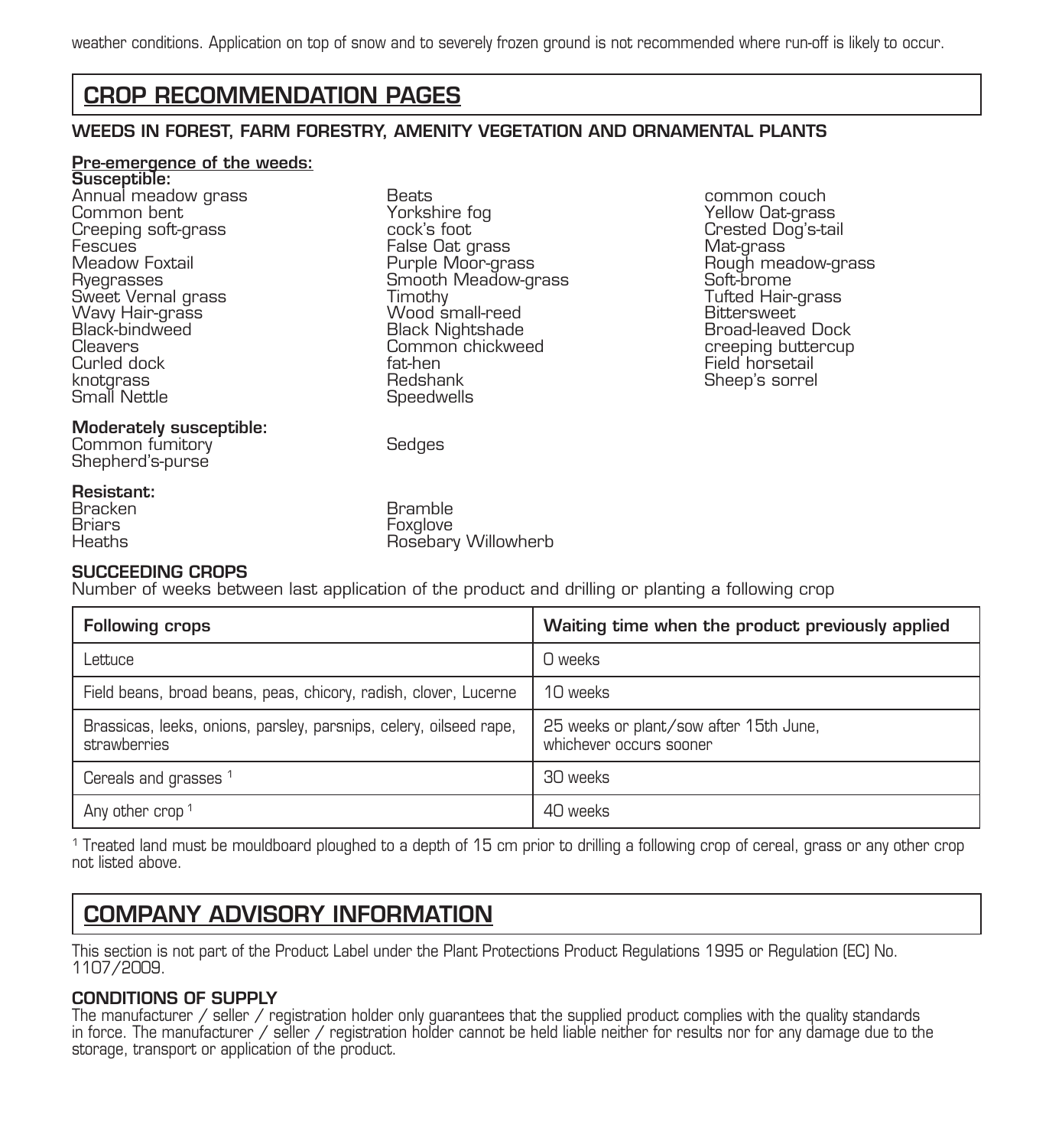weather conditions. Application on top of snow and to severely frozen ground is not recommended where run-off is likely to occur.

# CROP RECOMMENDATION PAGES

## WEEDS IN FOREST, FARM FORESTRY, AMENITY VEGETATION AND ORNAMENTAL PLANTS

**Pre-emergence of the weeds:**

**Susceptible:**

Annual meadow grass
Common bent
Creeping soft-grass
Fescues
Meadow Foxtail
Ryegrasses
Sweet Vernal grass
Wavy Hair-grass
Black-bindweed
Cleavers
Curled dock
knotgrass
Small Nettle
Beats
Yorkshire fog
cock's foot
False Oat grass
Purple Moor-grass
Smooth Meadow-grass
Timothy
Wood small-reed
Black Nightshade
Common chickweed
fat-hen
Redshank
Speedwells
common couch
Yellow Oat-grass
Crested Dog's-tail
Mat-grass
Rough meadow-grass
Soft-brome
Tufted Hair-grass
Bittersweet
Broad-leaved Dock
creeping buttercup
Field horsetail
Sheep's sorrel

**Moderately susceptible:**

Common fumitory
Shepherd's-purse
Sedges

**Resistant:**

Bracken
Briars
Heaths
Bramble
Foxglove
Rosebary Willowherb

### SUCCEEDING CROPS

Number of weeks between last application of the product and drilling or planting a following crop

| Following crops | Waiting time when the product previously applied |
| --- | --- |
| Lettuce | 0 weeks |
| Field beans, broad beans, peas, chicory, radish, clover, Lucerne | 10 weeks |
| Brassicas, leeks, onions, parsley, parsnips, celery, oilseed rape, strawberries | 25 weeks or plant/sow after 15th June, whichever occurs sooner |
| Cereals and grasses [1] | 30 weeks |
| Any other crop [1] | 40 weeks |

[1] Treated land must be mouldboard ploughed to a depth of 15 cm prior to drilling a following crop of cereal, grass or any other crop not listed above.

# COMPANY ADVISORY INFORMATION

This section is not part of the Product Label under the Plant Protections Product Regulations 1995 or Regulation (EC) No. 1107/2009.

### CONDITIONS OF SUPPLY

The manufacturer / seller / registration holder only guarantees that the supplied product complies with the quality standards in force. The manufacturer / seller / registration holder cannot be held liable neither for results nor for any damage due to the storage, transport or application of the product.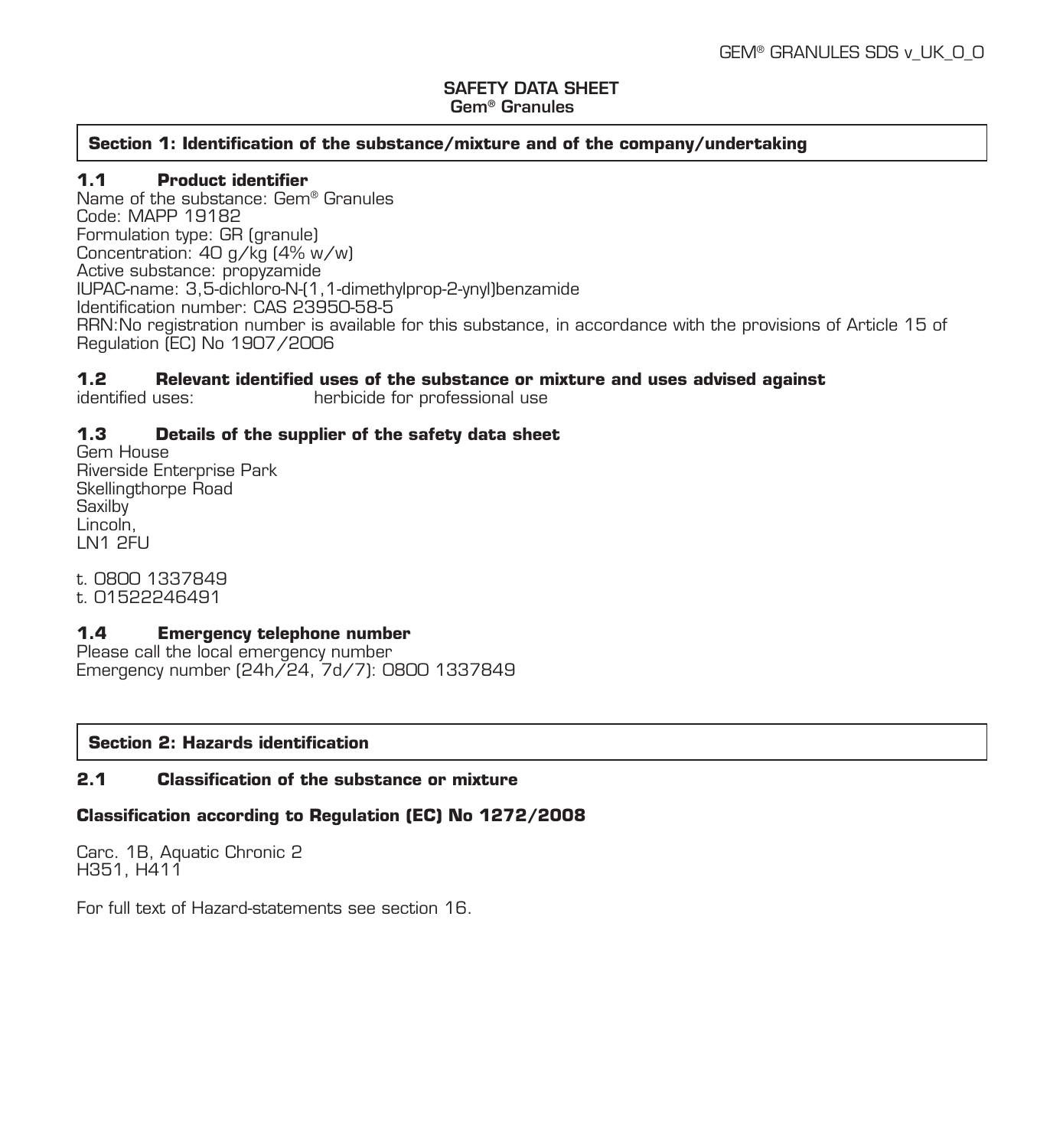# SAFETY DATA SHEET
**Gem® Granules**

## Section 1: Identification of the substance/mixture and of the company/undertaking

### 1.1 Product identifier

Name of the substance: Gem® Granules
Code: MAPP 19182
Formulation type: GR (granule)
Concentration: 40 g/kg (4% w/w)
Active substance: propyzamide
IUPAC-name: 3,5-dichloro-N-(1,1-dimethylprop-2-ynyl)benzamide
Identification number: CAS 23950-58-5
RRN:No registration number is available for this substance, in accordance with the provisions of Article 15 of Regulation (EC) No 1907/2006

### 1.2 Relevant identified uses of the substance or mixture and uses advised against

identified uses: herbicide for professional use

### 1.3 Details of the supplier of the safety data sheet

Gem House
Riverside Enterprise Park
Skellingthorpe Road
Saxilby
Lincoln,
LN1 2FU

t. 0800 1337849
t. 01522246491

### 1.4 Emergency telephone number

Please call the local emergency number
Emergency number (24h/24, 7d/7): 0800 1337849

## Section 2: Hazards identification

### 2.1 Classification of the substance or mixture

**Classification according to Regulation (EC) No 1272/2008**

Carc. 1B, Aquatic Chronic 2
H351, H411

For full text of Hazard-statements see section 16.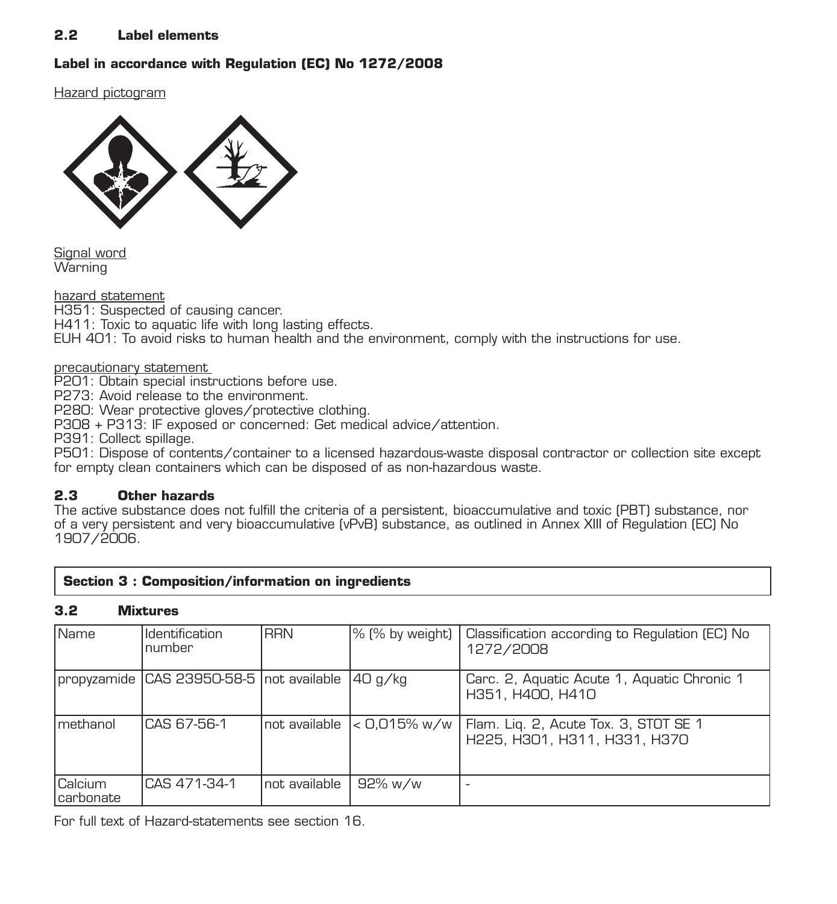### 2.2 Label elements

**Label in accordance with Regulation (EC) No 1272/2008**

Hazard pictogram

Signal word
Warning

hazard statement
H351: Suspected of causing cancer.
H411: Toxic to aquatic life with long lasting effects.
EUH 401: To avoid risks to human health and the environment, comply with the instructions for use.

precautionary statement
P201: Obtain special instructions before use.
P273: Avoid release to the environment.
P280: Wear protective gloves/protective clothing.
P308 + P313: IF exposed or concerned: Get medical advice/attention.
P391: Collect spillage.
P501: Dispose of contents/container to a licensed hazardous-waste disposal contractor or collection site except for empty clean containers which can be disposed of as non-hazardous waste.

### 2.3 Other hazards

The active substance does not fulfill the criteria of a persistent, bioaccumulative and toxic (PBT) substance, nor of a very persistent and very bioaccumulative (vPvB) substance, as outlined in Annex XIII of Regulation (EC) No 1907/2006.

## Section 3 : Composition/information on ingredients

### 3.2 Mixtures

| Name | Identification number | RRN | % (% by weight) | Classification according to Regulation (EC) No 1272/2008 |
|---|---|---|---|---|
| propyzamide | CAS 23950-58-5 | not available | 40 g/kg | Carc. 2, Aquatic Acute 1, Aquatic Chronic 1 H351, H400, H410 |
| methanol | CAS 67-56-1 | not available | < 0,015% w/w | Flam. Liq. 2, Acute Tox. 3, STOT SE 1 H225, H301, H311, H331, H370 |
| Calcium carbonate | CAS 471-34-1 | not available | 92% w/w | - |

For full text of Hazard-statements see section 16.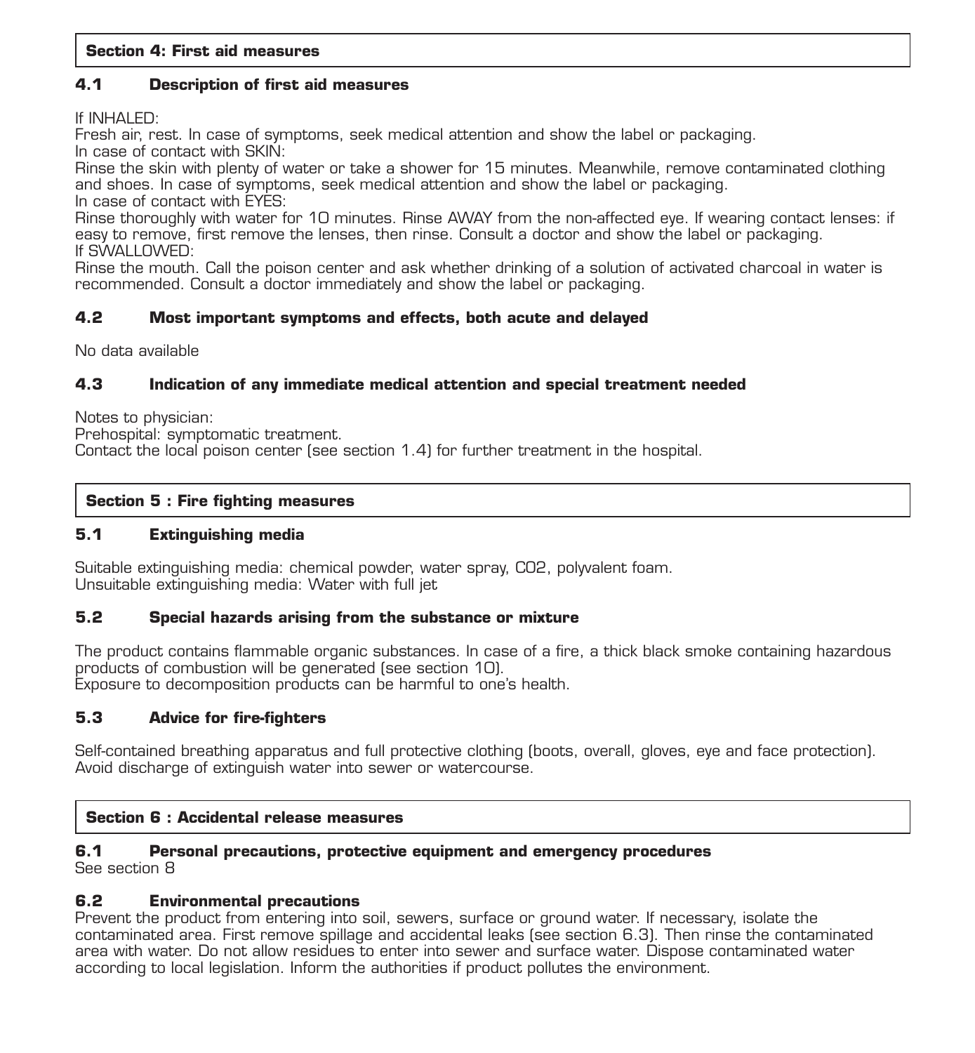## Section 4: First aid measures

### 4.1 Description of first aid measures

If INHALED:
Fresh air, rest. In case of symptoms, seek medical attention and show the label or packaging.
In case of contact with SKIN:
Rinse the skin with plenty of water or take a shower for 15 minutes. Meanwhile, remove contaminated clothing and shoes. In case of symptoms, seek medical attention and show the label or packaging.
In case of contact with EYES:
Rinse thoroughly with water for 10 minutes. Rinse AWAY from the non-affected eye. If wearing contact lenses: if easy to remove, first remove the lenses, then rinse. Consult a doctor and show the label or packaging.
If SWALLOWED:
Rinse the mouth. Call the poison center and ask whether drinking of a solution of activated charcoal in water is recommended. Consult a doctor immediately and show the label or packaging.

### 4.2 Most important symptoms and effects, both acute and delayed

No data available

### 4.3 Indication of any immediate medical attention and special treatment needed

Notes to physician:
Prehospital: symptomatic treatment.
Contact the local poison center (see section 1.4) for further treatment in the hospital.

## Section 5 : Fire fighting measures

### 5.1 Extinguishing media

Suitable extinguishing media: chemical powder, water spray, $CO_2$, polyvalent foam.
Unsuitable extinguishing media: Water with full jet

### 5.2 Special hazards arising from the substance or mixture

The product contains flammable organic substances. In case of a fire, a thick black smoke containing hazardous products of combustion will be generated (see section 10).
Exposure to decomposition products can be harmful to one's health.

### 5.3 Advice for fire-fighters

Self-contained breathing apparatus and full protective clothing (boots, overall, gloves, eye and face protection).
Avoid discharge of extinguish water into sewer or watercourse.

## Section 6 : Accidental release measures

### 6.1 Personal precautions, protective equipment and emergency procedures

See section 8

### 6.2 Environmental precautions

Prevent the product from entering into soil, sewers, surface or ground water. If necessary, isolate the contaminated area. First remove spillage and accidental leaks (see section 6.3). Then rinse the contaminated area with water. Do not allow residues to enter into sewer and surface water. Dispose contaminated water according to local legislation. Inform the authorities if product pollutes the environment.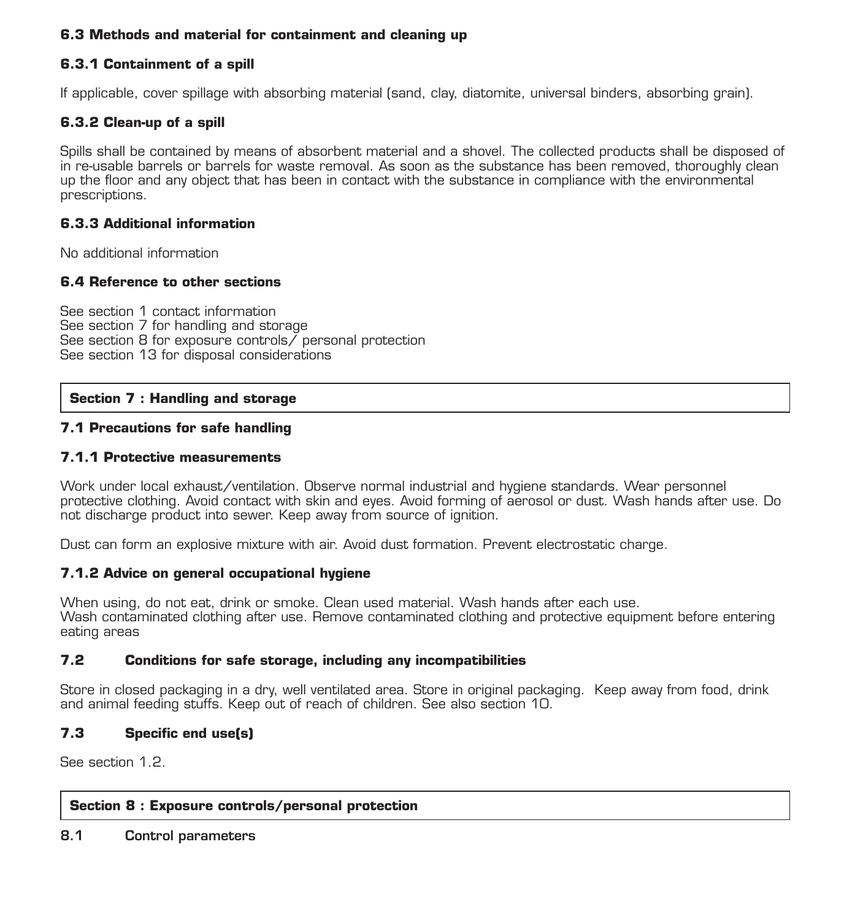### 6.3 Methods and material for containment and cleaning up

#### 6.3.1 Containment of a spill

If applicable, cover spillage with absorbing material (sand, clay, diatomite, universal binders, absorbing grain).

#### 6.3.2 Clean-up of a spill

Spills shall be contained by means of absorbent material and a shovel. The collected products shall be disposed of in re-usable barrels or barrels for waste removal. As soon as the substance has been removed, thoroughly clean up the floor and any object that has been in contact with the substance in compliance with the environmental prescriptions.

#### 6.3.3 Additional information

No additional information

### 6.4 Reference to other sections

See section 1 contact information
See section 7 for handling and storage
See section 8 for exposure controls/ personal protection
See section 13 for disposal considerations

## Section 7 : Handling and storage

### 7.1 Precautions for safe handling

#### 7.1.1 Protective measurements

Work under local exhaust/ventilation. Observe normal industrial and hygiene standards. Wear personnel protective clothing. Avoid contact with skin and eyes. Avoid forming of aerosol or dust. Wash hands after use. Do not discharge product into sewer. Keep away from source of ignition.

Dust can form an explosive mixture with air. Avoid dust formation. Prevent electrostatic charge.

#### 7.1.2 Advice on general occupational hygiene

When using, do not eat, drink or smoke. Clean used material. Wash hands after each use.
Wash contaminated clothing after use. Remove contaminated clothing and protective equipment before entering eating areas

### 7.2 Conditions for safe storage, including any incompatibilities

Store in closed packaging in a dry, well ventilated area. Store in original packaging. Keep away from food, drink and animal feeding stuffs. Keep out of reach of children. See also section 10.

### 7.3 Specific end use(s)

See section 1.2.

## Section 8 : Exposure controls/personal protection

### 8.1 Control parameters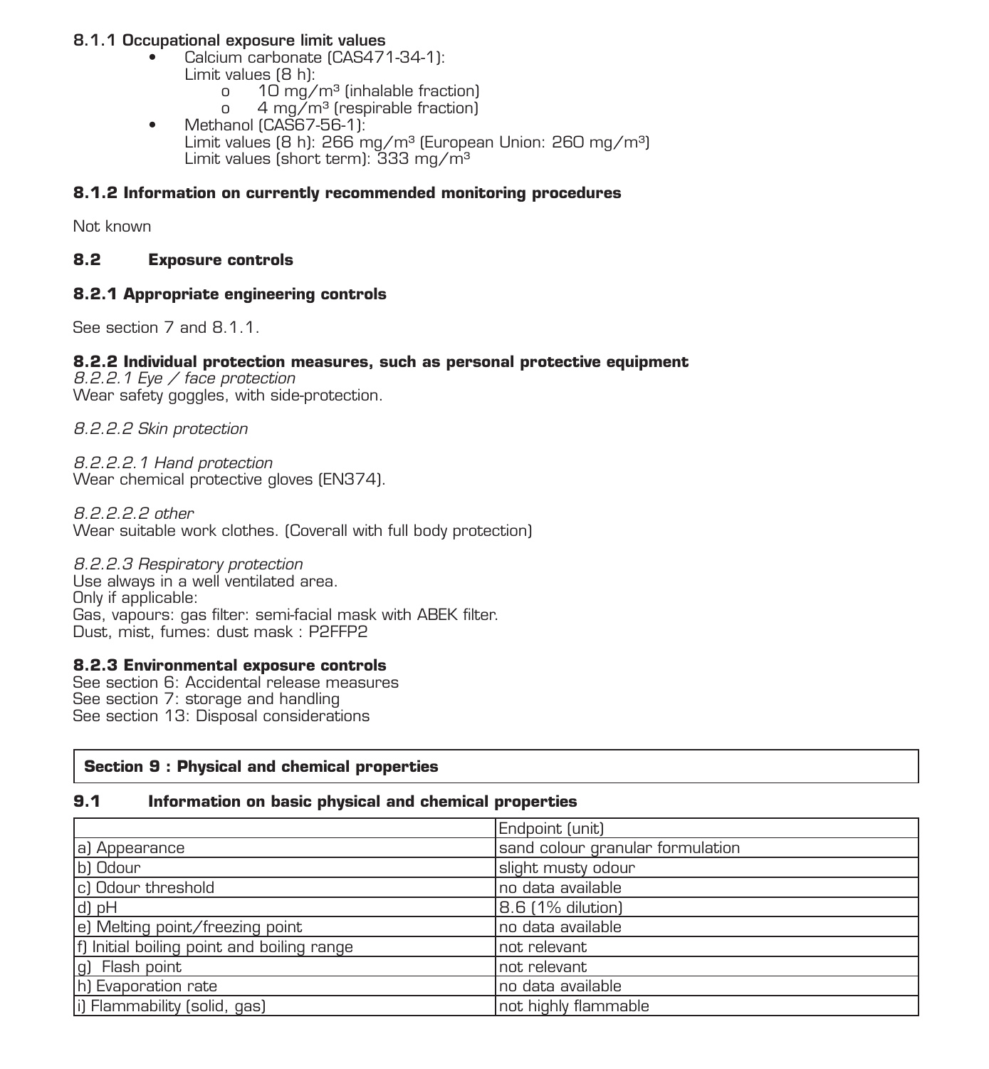#### 8.1.1 Occupational exposure limit values

- Calcium carbonate (CAS471-34-1):
  Limit values (8 h):
  - 10 mg/m³ (inhalable fraction)
  - 4 mg/m³ (respirable fraction)
- Methanol (CAS67-56-1):
  Limit values (8 h): 266 mg/m³ (European Union: 260 mg/m³)
  Limit values (short term): 333 mg/m³

#### 8.1.2 Information on currently recommended monitoring procedures

Not known

### 8.2 Exposure controls

#### 8.2.1 Appropriate engineering controls

See section 7 and 8.1.1.

#### 8.2.2 Individual protection measures, such as personal protective equipment

*8.2.2.1 Eye / face protection*
Wear safety goggles, with side-protection.

*8.2.2.2 Skin protection*

*8.2.2.2.1 Hand protection*
Wear chemical protective gloves (EN374).

*8.2.2.2.2 other*
Wear suitable work clothes. (Coverall with full body protection)

*8.2.2.3 Respiratory protection*
Use always in a well ventilated area.
Only if applicable:
Gas, vapours: gas filter: semi-facial mask with ABEK filter.
Dust, mist, fumes: dust mask : P2FFP2

#### 8.2.3 Environmental exposure controls

See section 6: Accidental release measures
See section 7: storage and handling
See section 13: Disposal considerations

## Section 9 : Physical and chemical properties

### 9.1 Information on basic physical and chemical properties

| | Endpoint (unit) |
|---|---|
| a) Appearance | sand colour granular formulation |
| b) Odour | slight musty odour |
| c) Odour threshold | no data available |
| d) pH | 8.6 (1% dilution) |
| e) Melting point/freezing point | no data available |
| f) Initial boiling point and boiling range | not relevant |
| g) Flash point | not relevant |
| h) Evaporation rate | no data available |
| i) Flammability (solid, gas) | not highly flammable |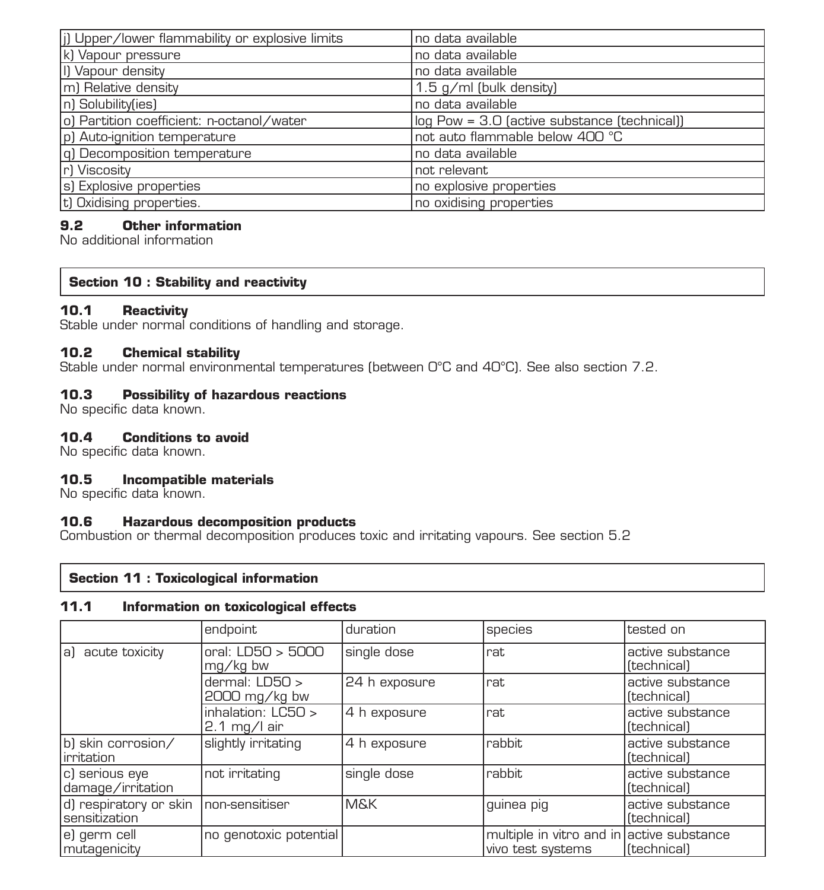| | |
|---|---|
| j) Upper/lower flammability or explosive limits | no data available |
| k) Vapour pressure | no data available |
| l) Vapour density | no data available |
| m) Relative density | 1.5 g/ml (bulk density) |
| n) Solubility(ies) | no data available |
| o) Partition coefficient: n-octanol/water | log Pow = 3.0 (active substance (technical)) |
| p) Auto-ignition temperature | not auto flammable below 400 °C |
| q) Decomposition temperature | no data available |
| r) Viscosity | not relevant |
| s) Explosive properties | no explosive properties |
| t) Oxidising properties. | no oxidising properties |

### 9.2 Other information

No additional information

## Section 10 : Stability and reactivity

### 10.1 Reactivity

Stable under normal conditions of handling and storage.

### 10.2 Chemical stability

Stable under normal environmental temperatures (between 0°C and 40°C). See also section 7.2.

### 10.3 Possibility of hazardous reactions

No specific data known.

### 10.4 Conditions to avoid

No specific data known.

### 10.5 Incompatible materials

No specific data known.

### 10.6 Hazardous decomposition products

Combustion or thermal decomposition produces toxic and irritating vapours. See section 5.2

## Section 11 : Toxicological information

### 11.1 Information on toxicological effects

| | endpoint | duration | species | tested on |
|---|---|---|---|---|
| a) acute toxicity | oral: LD50 > 5000 mg/kg bw | single dose | rat | active substance (technical) |
| | dermal: LD50 > 2000 mg/kg bw | 24 h exposure | rat | active substance (technical) |
| | inhalation: LC50 > 2.1 mg/l air | 4 h exposure | rat | active substance (technical) |
| b) skin corrosion/ irritation | slightly irritating | 4 h exposure | rabbit | active substance (technical) |
| c) serious eye damage/irritation | not irritating | single dose | rabbit | active substance (technical) |
| d) respiratory or skin sensitization | non-sensitiser | M&K | guinea pig | active substance (technical) |
| e) germ cell mutagenicity | no genotoxic potential | | multiple in vitro and in vivo test systems | active substance (technical) |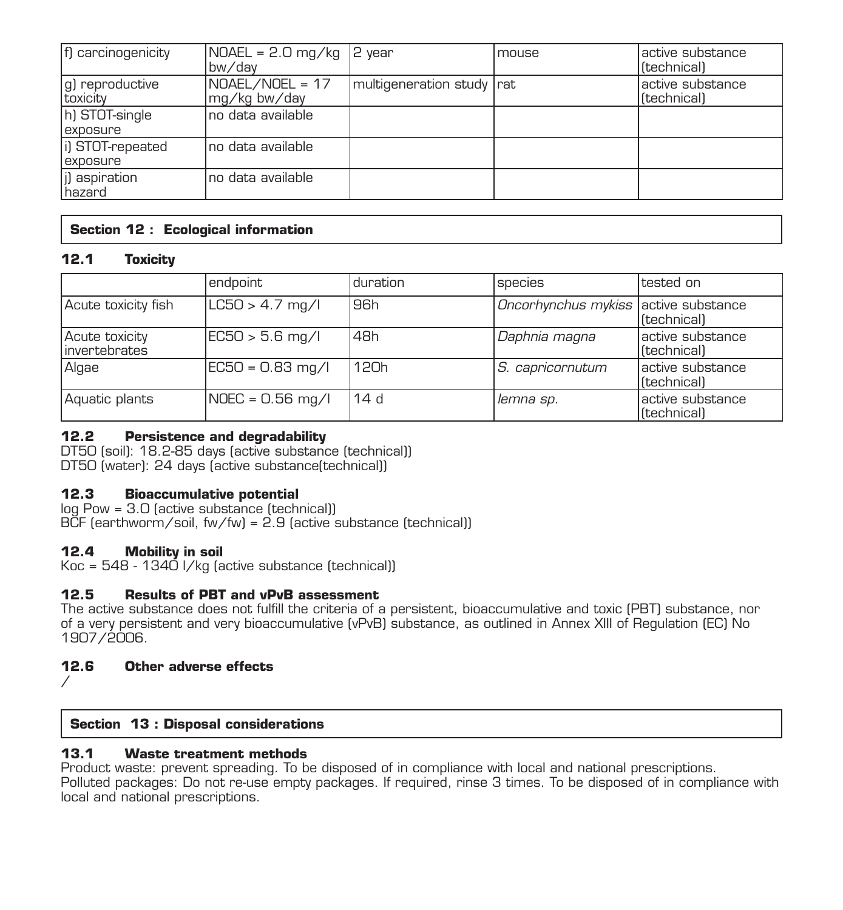| f) carcinogenicity | NOAEL = 2.0 mg/kg bw/day | 2 year | mouse | active substance (technical) |
|---|---|---|---|---|
| g) reproductive toxicity | NOAEL/NOEL = 17 mg/kg bw/day | multigeneration study | rat | active substance (technical) |
| h) STOT-single exposure | no data available | | | |
| i) STOT-repeated exposure | no data available | | | |
| j) aspiration hazard | no data available | | | |

## Section 12 : Ecological information

### 12.1 Toxicity

| | endpoint | duration | species | tested on |
|---|---|---|---|---|
| Acute toxicity fish | LC50 > 4.7 mg/l | 96h | *Oncorhynchus mykiss* | active substance (technical) |
| Acute toxicity invertebrates | EC50 > 5.6 mg/l | 48h | *Daphnia magna* | active substance (technical) |
| Algae | EC50 = 0.83 mg/l | 120h | *S. capricornutum* | active substance (technical) |
| Aquatic plants | NOEC = 0.56 mg/l | 14 d | *lemna sp.* | active substance (technical) |

### 12.2 Persistence and degradability

DT50 (soil): 18.2-85 days (active substance (technical))
DT50 (water): 24 days (active substance(technical))

### 12.3 Bioaccumulative potential

log Pow = 3.0 (active substance (technical))
BCF (earthworm/soil, fw/fw) = 2.9 (active substance (technical))

### 12.4 Mobility in soil

Koc = 548 - 1340 l/kg (active substance (technical))

### 12.5 Results of PBT and vPvB assessment

The active substance does not fulfill the criteria of a persistent, bioaccumulative and toxic (PBT) substance, nor of a very persistent and very bioaccumulative (vPvB) substance, as outlined in Annex XIII of Regulation (EC) No 1907/2006.

### 12.6 Other adverse effects

/

## Section 13 : Disposal considerations

### 13.1 Waste treatment methods

Product waste: prevent spreading. To be disposed of in compliance with local and national prescriptions.
Polluted packages: Do not re-use empty packages. If required, rinse 3 times. To be disposed of in compliance with local and national prescriptions.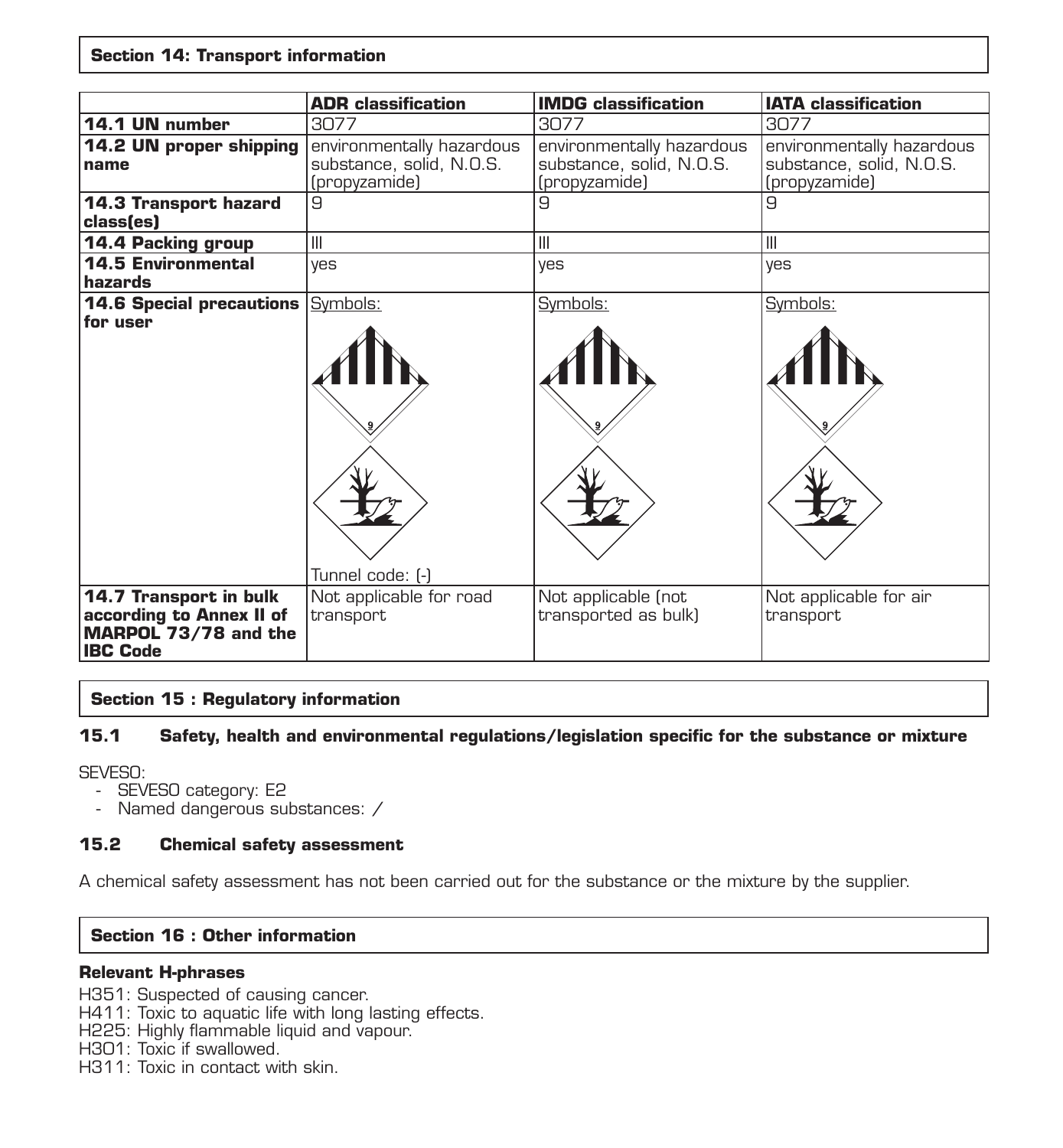## Section 14: Transport information

| | ADR classification | IMDG classification | IATA classification |
|---|---|---|---|
| **14.1 UN number** | 3077 | 3077 | 3077 |
| **14.2 UN proper shipping name** | environmentally hazardous substance, solid, N.O.S. (propyzamide) | environmentally hazardous substance, solid, N.O.S. (propyzamide) | environmentally hazardous substance, solid, N.O.S. (propyzamide) |
| **14.3 Transport hazard class(es)** | 9 | 9 | 9 |
| **14.4 Packing group** | III | III | III |
| **14.5 Environmental hazards** | yes | yes | yes |
| **14.6 Special precautions for user** | Symbols: Tunnel code: (-) | Symbols: | Symbols: |
| **14.7 Transport in bulk according to Annex II of MARPOL 73/78 and the IBC Code** | Not applicable for road transport | Not applicable (not transported as bulk) | Not applicable for air transport |

## Section 15 : Regulatory information

### 15.1 Safety, health and environmental regulations/legislation specific for the substance or mixture

SEVESO:
- SEVESO category: E2
- Named dangerous substances: /

### 15.2 Chemical safety assessment

A chemical safety assessment has not been carried out for the substance or the mixture by the supplier.

## Section 16 : Other information

**Relevant H-phrases**

H351: Suspected of causing cancer.
H411: Toxic to aquatic life with long lasting effects.
H225: Highly flammable liquid and vapour.
H301: Toxic if swallowed.
H311: Toxic in contact with skin.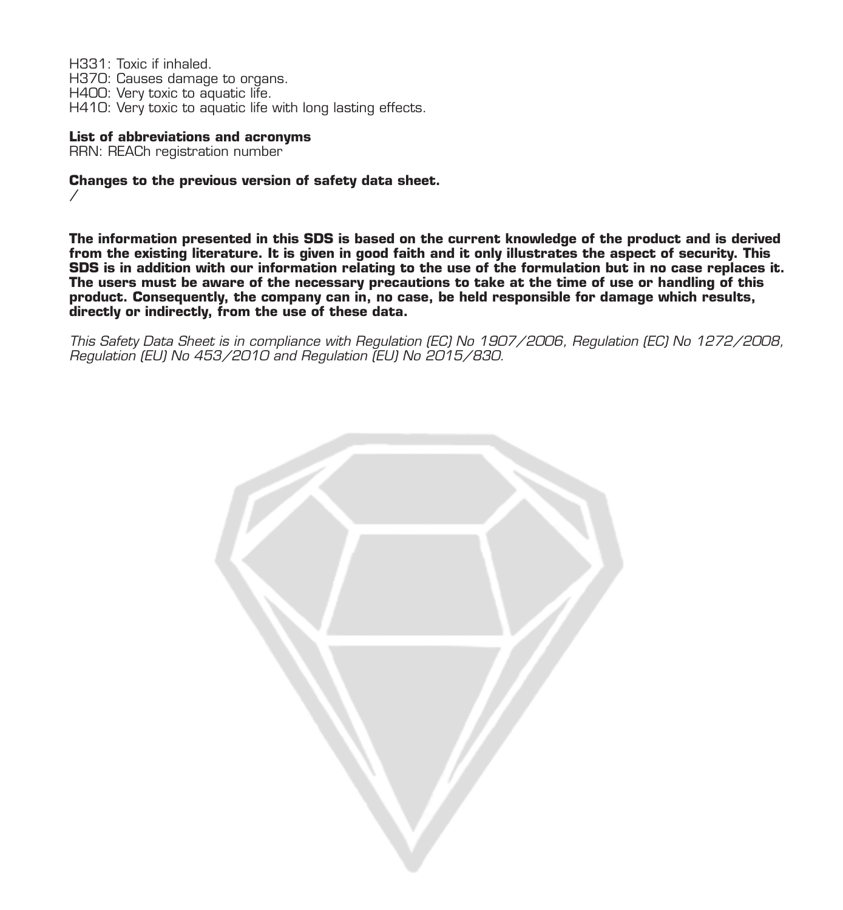H331: Toxic if inhaled.
H370: Causes damage to organs.
H400: Very toxic to aquatic life.
H410: Very toxic to aquatic life with long lasting effects.

**List of abbreviations and acronyms**
RRN: REACh registration number

**Changes to the previous version of safety data sheet.**
/

**The information presented in this SDS is based on the current knowledge of the product and is derived from the existing literature. It is given in good faith and it only illustrates the aspect of security. This SDS is in addition with our information relating to the use of the formulation but in no case replaces it. The users must be aware of the necessary precautions to take at the time of use or handling of this product. Consequently, the company can in, no case, be held responsible for damage which results, directly or indirectly, from the use of these data.**

*This Safety Data Sheet is in compliance with Regulation (EC) No 1907/2006, Regulation (EC) No 1272/2008, Regulation (EU) No 453/2010 and Regulation (EU) No 2015/830.*